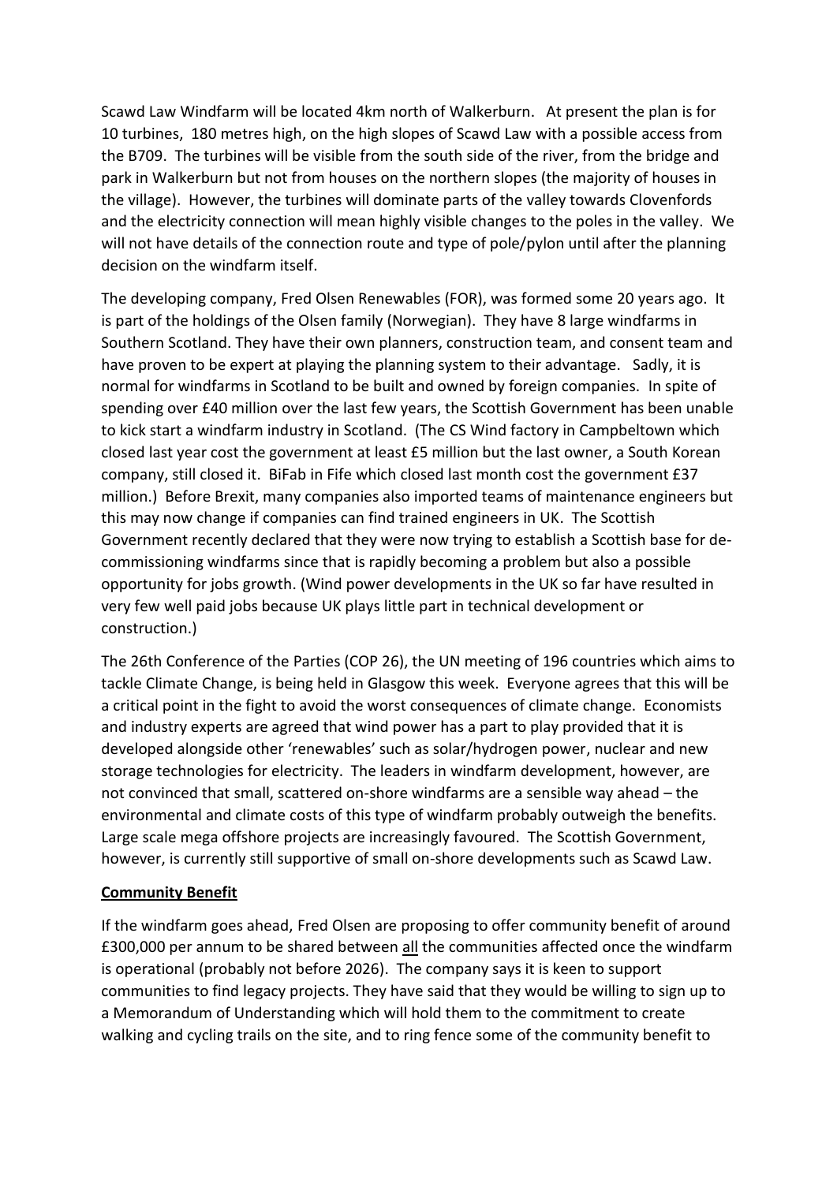Scawd Law Windfarm will be located 4km north of Walkerburn. At present the plan is for 10 turbines, 180 metres high, on the high slopes of Scawd Law with a possible access from the B709. The turbines will be visible from the south side of the river, from the bridge and park in Walkerburn but not from houses on the northern slopes (the majority of houses in the village). However, the turbines will dominate parts of the valley towards Clovenfords and the electricity connection will mean highly visible changes to the poles in the valley. We will not have details of the connection route and type of pole/pylon until after the planning decision on the windfarm itself.

The developing company, Fred Olsen Renewables (FOR), was formed some 20 years ago. It is part of the holdings of the Olsen family (Norwegian). They have 8 large windfarms in Southern Scotland. They have their own planners, construction team, and consent team and have proven to be expert at playing the planning system to their advantage. Sadly, it is normal for windfarms in Scotland to be built and owned by foreign companies. In spite of spending over £40 million over the last few years, the Scottish Government has been unable to kick start a windfarm industry in Scotland. (The CS Wind factory in Campbeltown which closed last year cost the government at least £5 million but the last owner, a South Korean company, still closed it. BiFab in Fife which closed last month cost the government £37 million.) Before Brexit, many companies also imported teams of maintenance engineers but this may now change if companies can find trained engineers in UK. The Scottish Government recently declared that they were now trying to establish a Scottish base for de-commissioning windfarms since that is rapidly becoming a problem but also a possible opportunity for jobs growth. (Wind power developments in the UK so far have resulted in very few well paid jobs because UK plays little part in technical development or construction.)

The 26th Conference of the Parties (COP 26), the UN meeting of 196 countries which aims to tackle Climate Change, is being held in Glasgow this week. Everyone agrees that this will be a critical point in the fight to avoid the worst consequences of climate change. Economists and industry experts are agreed that wind power has a part to play provided that it is developed alongside other 'renewables' such as solar/hydrogen power, nuclear and new storage technologies for electricity. The leaders in windfarm development, however, are not convinced that small, scattered on-shore windfarms are a sensible way ahead – the environmental and climate costs of this type of windfarm probably outweigh the benefits. Large scale mega offshore projects are increasingly favoured. The Scottish Government, however, is currently still supportive of small on-shore developments such as Scawd Law.

**Community Benefit**

If the windfarm goes ahead, Fred Olsen are proposing to offer community benefit of around £300,000 per annum to be shared between all the communities affected once the windfarm is operational (probably not before 2026). The company says it is keen to support communities to find legacy projects. They have said that they would be willing to sign up to a Memorandum of Understanding which will hold them to the commitment to create walking and cycling trails on the site, and to ring fence some of the community benefit to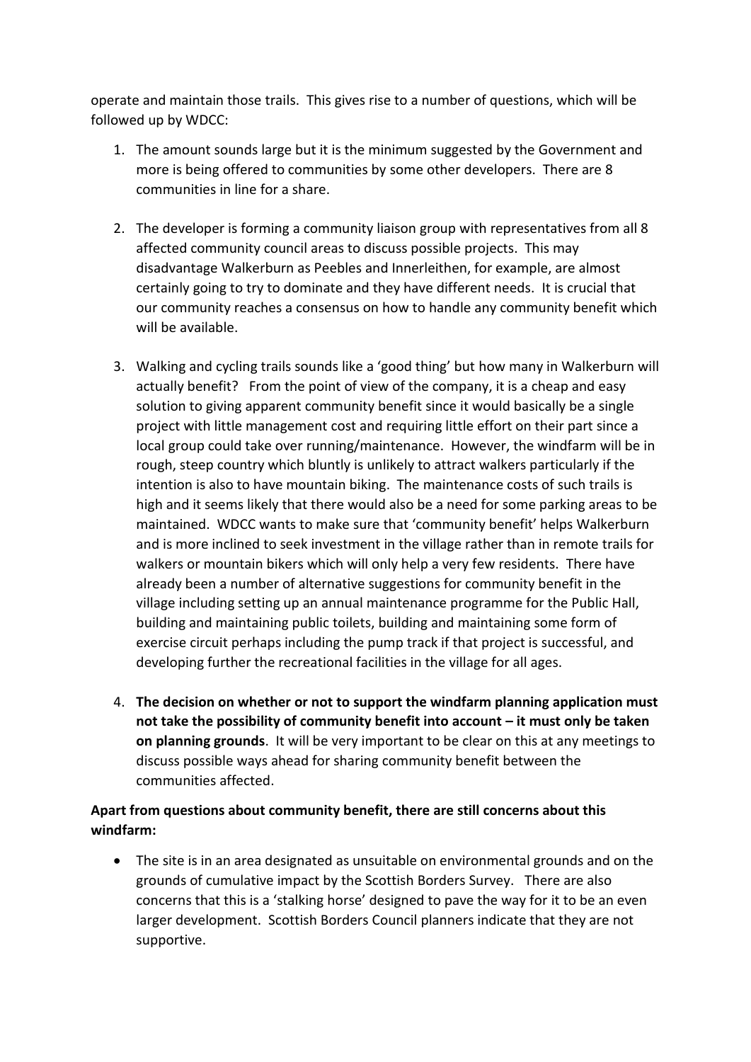operate and maintain those trails. This gives rise to a number of questions, which will be followed up by WDCC:

1. The amount sounds large but it is the minimum suggested by the Government and more is being offered to communities by some other developers. There are 8 communities in line for a share.

2. The developer is forming a community liaison group with representatives from all 8 affected community council areas to discuss possible projects. This may disadvantage Walkerburn as Peebles and Innerleithen, for example, are almost certainly going to try to dominate and they have different needs. It is crucial that our community reaches a consensus on how to handle any community benefit which will be available.

3. Walking and cycling trails sounds like a 'good thing' but how many in Walkerburn will actually benefit? From the point of view of the company, it is a cheap and easy solution to giving apparent community benefit since it would basically be a single project with little management cost and requiring little effort on their part since a local group could take over running/maintenance. However, the windfarm will be in rough, steep country which bluntly is unlikely to attract walkers particularly if the intention is also to have mountain biking. The maintenance costs of such trails is high and it seems likely that there would also be a need for some parking areas to be maintained. WDCC wants to make sure that 'community benefit' helps Walkerburn and is more inclined to seek investment in the village rather than in remote trails for walkers or mountain bikers which will only help a very few residents. There have already been a number of alternative suggestions for community benefit in the village including setting up an annual maintenance programme for the Public Hall, building and maintaining public toilets, building and maintaining some form of exercise circuit perhaps including the pump track if that project is successful, and developing further the recreational facilities in the village for all ages.

4. **The decision on whether or not to support the windfarm planning application must not take the possibility of community benefit into account – it must only be taken on planning grounds**. It will be very important to be clear on this at any meetings to discuss possible ways ahead for sharing community benefit between the communities affected.

**Apart from questions about community benefit, there are still concerns about this windfarm:**

- The site is in an area designated as unsuitable on environmental grounds and on the grounds of cumulative impact by the Scottish Borders Survey. There are also concerns that this is a 'stalking horse' designed to pave the way for it to be an even larger development. Scottish Borders Council planners indicate that they are not supportive.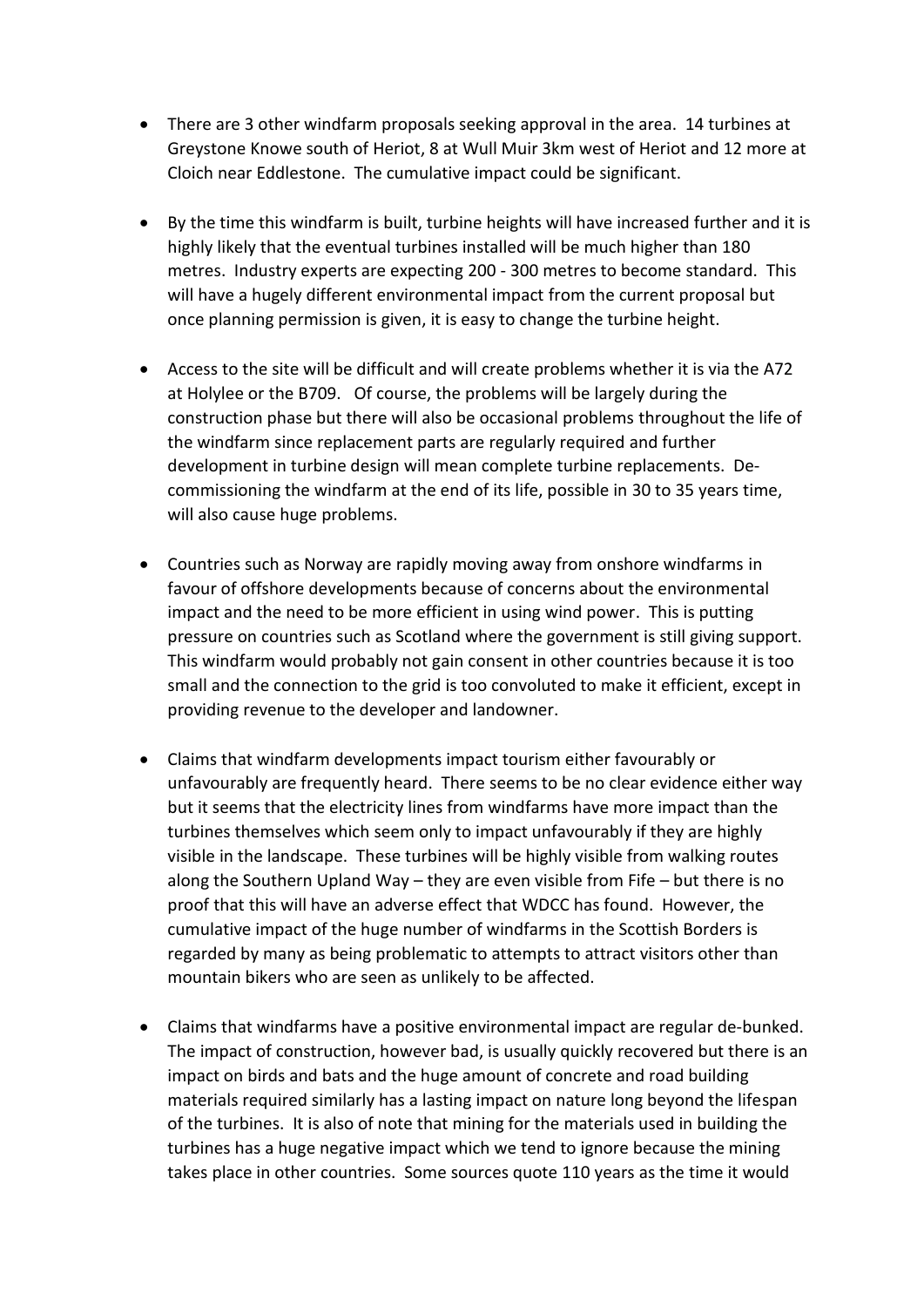- There are 3 other windfarm proposals seeking approval in the area. 14 turbines at Greystone Knowe south of Heriot, 8 at Wull Muir 3km west of Heriot and 12 more at Cloich near Eddlestone. The cumulative impact could be significant.

- By the time this windfarm is built, turbine heights will have increased further and it is highly likely that the eventual turbines installed will be much higher than 180 metres. Industry experts are expecting 200 - 300 metres to become standard. This will have a hugely different environmental impact from the current proposal but once planning permission is given, it is easy to change the turbine height.

- Access to the site will be difficult and will create problems whether it is via the A72 at Holylee or the B709. Of course, the problems will be largely during the construction phase but there will also be occasional problems throughout the life of the windfarm since replacement parts are regularly required and further development in turbine design will mean complete turbine replacements. De-commissioning the windfarm at the end of its life, possible in 30 to 35 years time, will also cause huge problems.

- Countries such as Norway are rapidly moving away from onshore windfarms in favour of offshore developments because of concerns about the environmental impact and the need to be more efficient in using wind power. This is putting pressure on countries such as Scotland where the government is still giving support. This windfarm would probably not gain consent in other countries because it is too small and the connection to the grid is too convoluted to make it efficient, except in providing revenue to the developer and landowner.

- Claims that windfarm developments impact tourism either favourably or unfavourably are frequently heard. There seems to be no clear evidence either way but it seems that the electricity lines from windfarms have more impact than the turbines themselves which seem only to impact unfavourably if they are highly visible in the landscape. These turbines will be highly visible from walking routes along the Southern Upland Way – they are even visible from Fife – but there is no proof that this will have an adverse effect that WDCC has found. However, the cumulative impact of the huge number of windfarms in the Scottish Borders is regarded by many as being problematic to attempts to attract visitors other than mountain bikers who are seen as unlikely to be affected.

- Claims that windfarms have a positive environmental impact are regular de-bunked. The impact of construction, however bad, is usually quickly recovered but there is an impact on birds and bats and the huge amount of concrete and road building materials required similarly has a lasting impact on nature long beyond the lifespan of the turbines. It is also of note that mining for the materials used in building the turbines has a huge negative impact which we tend to ignore because the mining takes place in other countries. Some sources quote 110 years as the time it would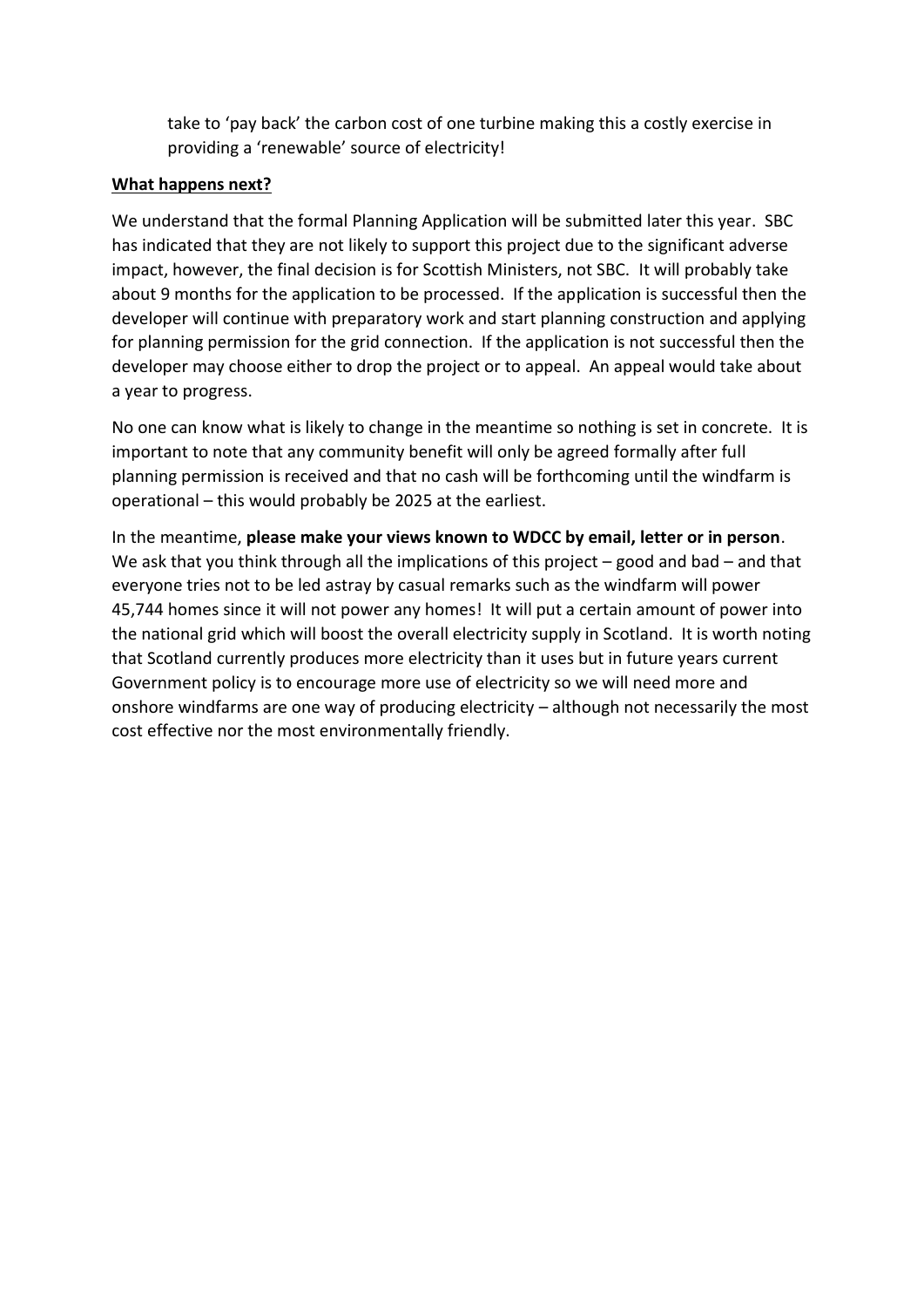take to 'pay back' the carbon cost of one turbine making this a costly exercise in providing a 'renewable' source of electricity!

**What happens next?**

We understand that the formal Planning Application will be submitted later this year. SBC has indicated that they are not likely to support this project due to the significant adverse impact, however, the final decision is for Scottish Ministers, not SBC. It will probably take about 9 months for the application to be processed. If the application is successful then the developer will continue with preparatory work and start planning construction and applying for planning permission for the grid connection. If the application is not successful then the developer may choose either to drop the project or to appeal. An appeal would take about a year to progress.

No one can know what is likely to change in the meantime so nothing is set in concrete. It is important to note that any community benefit will only be agreed formally after full planning permission is received and that no cash will be forthcoming until the windfarm is operational – this would probably be 2025 at the earliest.

In the meantime, **please make your views known to WDCC by email, letter or in person**. We ask that you think through all the implications of this project – good and bad – and that everyone tries not to be led astray by casual remarks such as the windfarm will power 45,744 homes since it will not power any homes! It will put a certain amount of power into the national grid which will boost the overall electricity supply in Scotland. It is worth noting that Scotland currently produces more electricity than it uses but in future years current Government policy is to encourage more use of electricity so we will need more and onshore windfarms are one way of producing electricity – although not necessarily the most cost effective nor the most environmentally friendly.